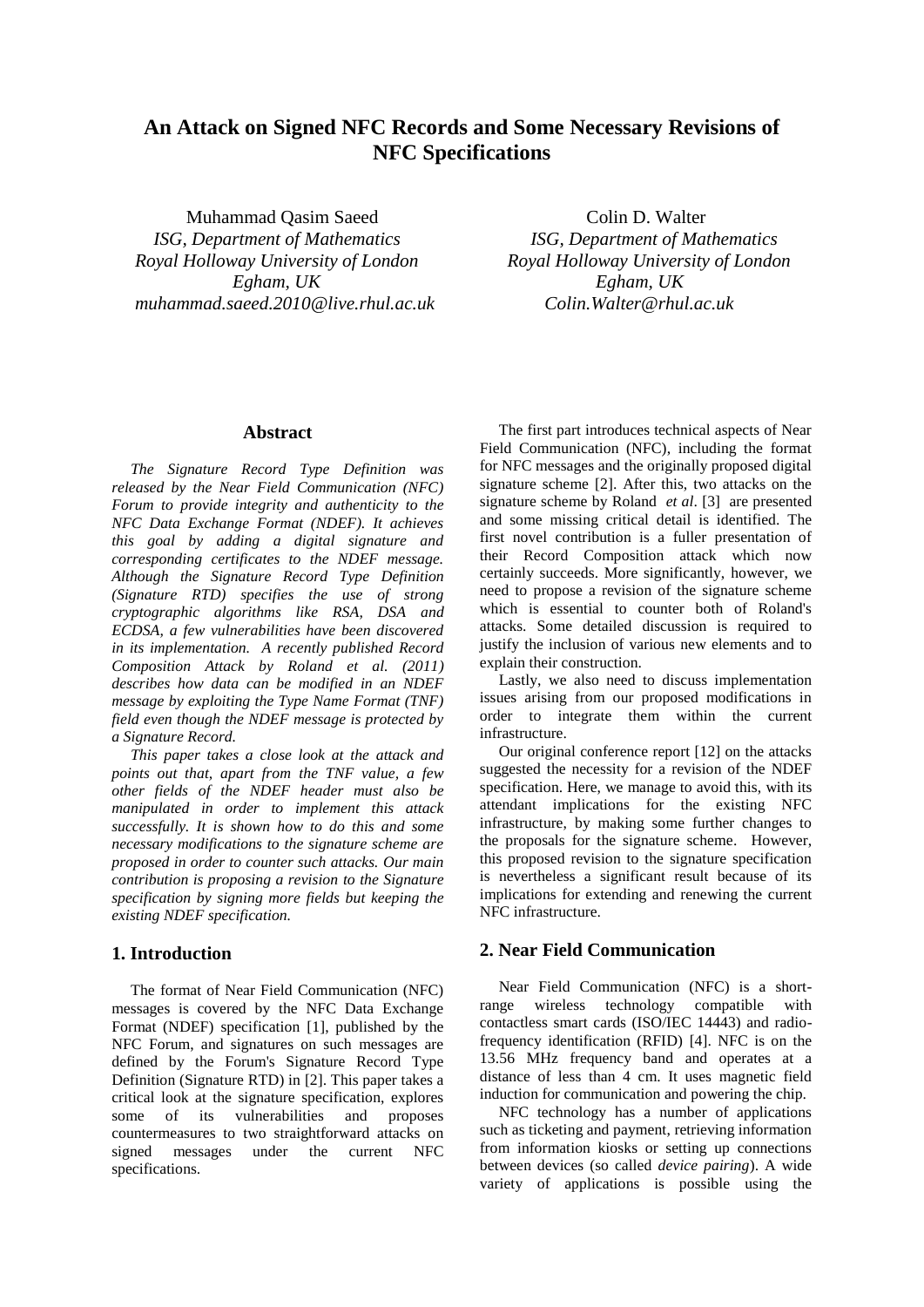# An Attack on Signed NFC Records and Some Necessary Revisions of NFC Specifications

Muhammad Qasim Saeed
*ISG, Department of Mathematics*
*Royal Holloway University of London*
*Egham, UK*
*muhammad.saeed.2010@live.rhul.ac.uk*

Colin D. Walter
*ISG, Department of Mathematics*
*Royal Holloway University of London*
*Egham, UK*
*Colin.Walter@rhul.ac.uk*

## Abstract

*The Signature Record Type Definition was released by the Near Field Communication (NFC) Forum to provide integrity and authenticity to the NFC Data Exchange Format (NDEF). It achieves this goal by adding a digital signature and corresponding certificates to the NDEF message. Although the Signature Record Type Definition (Signature RTD) specifies the use of strong cryptographic algorithms like RSA, DSA and ECDSA, a few vulnerabilities have been discovered in its implementation. A recently published Record Composition Attack by Roland et al. (2011) describes how data can be modified in an NDEF message by exploiting the Type Name Format (TNF) field even though the NDEF message is protected by a Signature Record.*

*This paper takes a close look at the attack and points out that, apart from the TNF value, a few other fields of the NDEF header must also be manipulated in order to implement this attack successfully. It is shown how to do this and some necessary modifications to the signature scheme are proposed in order to counter such attacks. Our main contribution is proposing a revision to the Signature specification by signing more fields but keeping the existing NDEF specification.*

## 1. Introduction

The format of Near Field Communication (NFC) messages is covered by the NFC Data Exchange Format (NDEF) specification [1], published by the NFC Forum, and signatures on such messages are defined by the Forum's Signature Record Type Definition (Signature RTD) in [2]. This paper takes a critical look at the signature specification, explores some of its vulnerabilities and proposes countermeasures to two straightforward attacks on signed messages under the current NFC specifications.

The first part introduces technical aspects of Near Field Communication (NFC), including the format for NFC messages and the originally proposed digital signature scheme [2]. After this, two attacks on the signature scheme by Roland *et al*. [3] are presented and some missing critical detail is identified. The first novel contribution is a fuller presentation of their Record Composition attack which now certainly succeeds. More significantly, however, we need to propose a revision of the signature scheme which is essential to counter both of Roland's attacks. Some detailed discussion is required to justify the inclusion of various new elements and to explain their construction.

Lastly, we also need to discuss implementation issues arising from our proposed modifications in order to integrate them within the current infrastructure.

Our original conference report [12] on the attacks suggested the necessity for a revision of the NDEF specification. Here, we manage to avoid this, with its attendant implications for the existing NFC infrastructure, by making some further changes to the proposals for the signature scheme. However, this proposed revision to the signature specification is nevertheless a significant result because of its implications for extending and renewing the current NFC infrastructure.

## 2. Near Field Communication

Near Field Communication (NFC) is a short-range wireless technology compatible with contactless smart cards (ISO/IEC 14443) and radio-frequency identification (RFID) [4]. NFC is on the 13.56 MHz frequency band and operates at a distance of less than 4 cm. It uses magnetic field induction for communication and powering the chip.

NFC technology has a number of applications such as ticketing and payment, retrieving information from information kiosks or setting up connections between devices (so called *device pairing*). A wide variety of applications is possible using the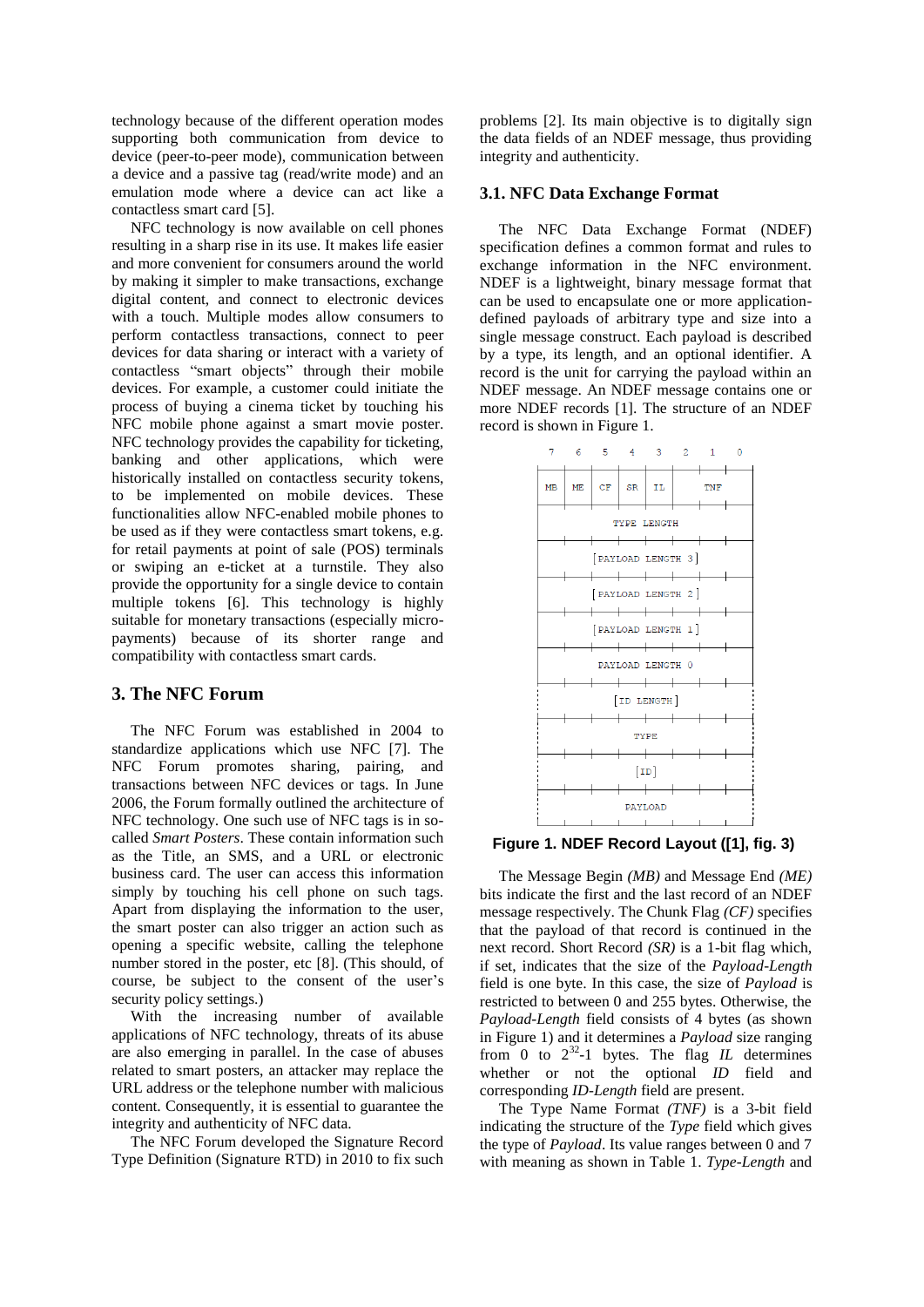technology because of the different operation modes supporting both communication from device to device (peer-to-peer mode), communication between a device and a passive tag (read/write mode) and an emulation mode where a device can act like a contactless smart card [5].

NFC technology is now available on cell phones resulting in a sharp rise in its use. It makes life easier and more convenient for consumers around the world by making it simpler to make transactions, exchange digital content, and connect to electronic devices with a touch. Multiple modes allow consumers to perform contactless transactions, connect to peer devices for data sharing or interact with a variety of contactless "smart objects" through their mobile devices. For example, a customer could initiate the process of buying a cinema ticket by touching his NFC mobile phone against a smart movie poster. NFC technology provides the capability for ticketing, banking and other applications, which were historically installed on contactless security tokens, to be implemented on mobile devices. These functionalities allow NFC-enabled mobile phones to be used as if they were contactless smart tokens, e.g. for retail payments at point of sale (POS) terminals or swiping an e-ticket at a turnstile. They also provide the opportunity for a single device to contain multiple tokens [6]. This technology is highly suitable for monetary transactions (especially micro-payments) because of its shorter range and compatibility with contactless smart cards.

## 3. The NFC Forum

The NFC Forum was established in 2004 to standardize applications which use NFC [7]. The NFC Forum promotes sharing, pairing, and transactions between NFC devices or tags. In June 2006, the Forum formally outlined the architecture of NFC technology. One such use of NFC tags is in so-called *Smart Posters*. These contain information such as the Title, an SMS, and a URL or electronic business card. The user can access this information simply by touching his cell phone on such tags. Apart from displaying the information to the user, the smart poster can also trigger an action such as opening a specific website, calling the telephone number stored in the poster, etc [8]. (This should, of course, be subject to the consent of the user's security policy settings.)

With the increasing number of available applications of NFC technology, threats of its abuse are also emerging in parallel. In the case of abuses related to smart posters, an attacker may replace the URL address or the telephone number with malicious content. Consequently, it is essential to guarantee the integrity and authenticity of NFC data.

The NFC Forum developed the Signature Record Type Definition (Signature RTD) in 2010 to fix such problems [2]. Its main objective is to digitally sign the data fields of an NDEF message, thus providing integrity and authenticity.

### 3.1. NFC Data Exchange Format

The NFC Data Exchange Format (NDEF) specification defines a common format and rules to exchange information in the NFC environment. NDEF is a lightweight, binary message format that can be used to encapsulate one or more application-defined payloads of arbitrary type and size into a single message construct. Each payload is described by a type, its length, and an optional identifier. A record is the unit for carrying the payload within an NDEF message. An NDEF message contains one or more NDEF records [1]. The structure of an NDEF record is shown in Figure 1.

| 7 | 6 | 5 | 4 | 3 | 2 | 1 | 0 |
|---|---|---|---|---|---|---|---|
| MB | ME | CF | SR | IL | TNF | | |
| TYPE LENGTH | | | | | | | |
| [PAYLOAD LENGTH 3] | | | | | | | |
| [PAYLOAD LENGTH 2] | | | | | | | |
| [PAYLOAD LENGTH 1] | | | | | | | |
| PAYLOAD LENGTH 0 | | | | | | | |
| [ID LENGTH] | | | | | | | |
| TYPE | | | | | | | |
| [ID] | | | | | | | |
| PAYLOAD | | | | | | | |

**Figure 1. NDEF Record Layout ([1], fig. 3)**

The Message Begin *(MB)* and Message End *(ME)* bits indicate the first and the last record of an NDEF message respectively. The Chunk Flag *(CF)* specifies that the payload of that record is continued in the next record. Short Record *(SR)* is a 1-bit flag which, if set, indicates that the size of the *Payload-Length* field is one byte. In this case, the size of *Payload* is restricted to between 0 and 255 bytes. Otherwise, the *Payload-Length* field consists of 4 bytes (as shown in Figure 1) and it determines a *Payload* size ranging from 0 to $2^{32}$-1 bytes. The flag *IL* determines whether or not the optional *ID* field and corresponding *ID-Length* field are present.

The Type Name Format *(TNF)* is a 3-bit field indicating the structure of the *Type* field which gives the type of *Payload*. Its value ranges between 0 and 7 with meaning as shown in Table 1. *Type-Length* and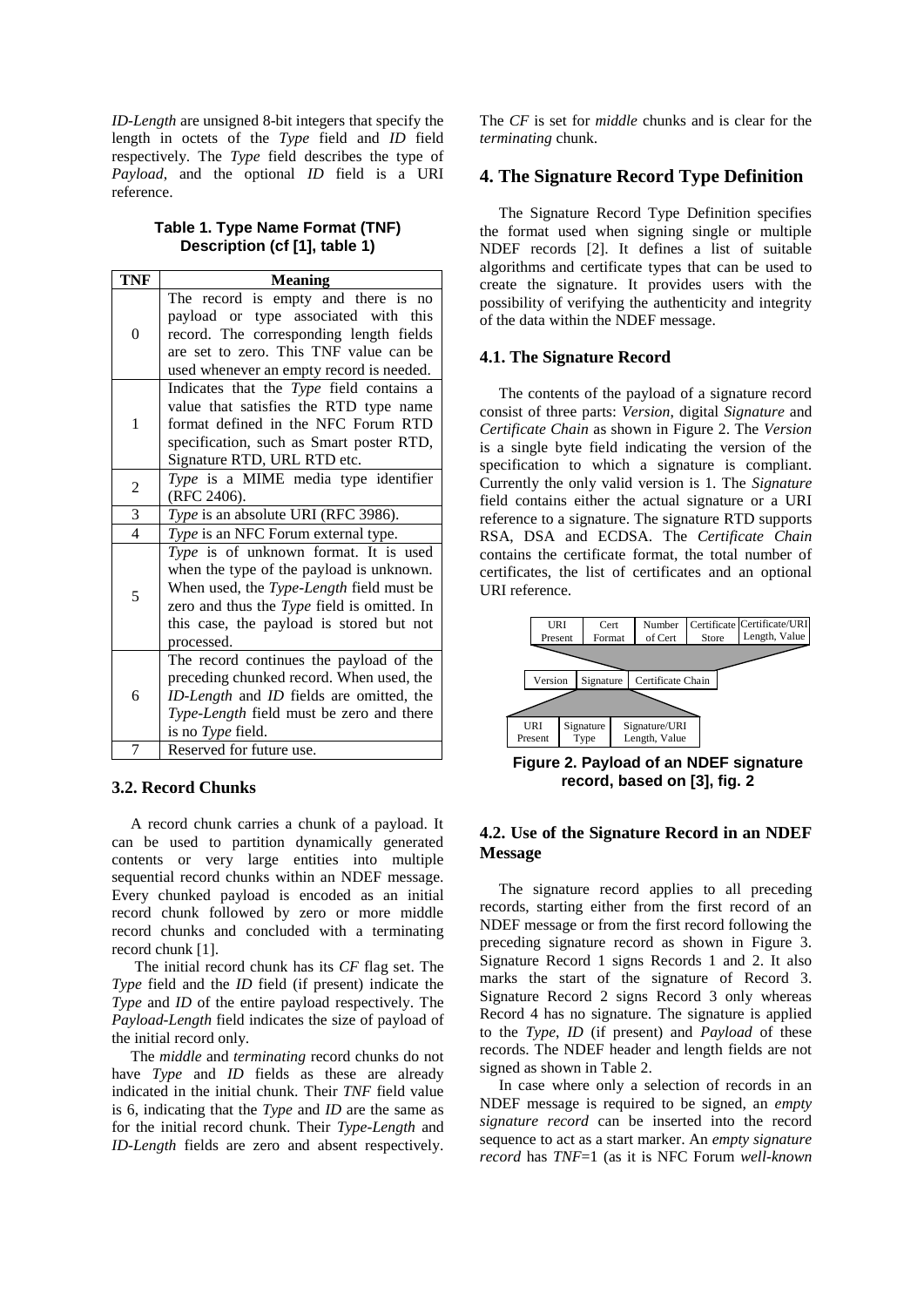*ID-Length* are unsigned 8-bit integers that specify the length in octets of the *Type* field and *ID* field respectively. The *Type* field describes the type of *Payload*, and the optional *ID* field is a URI reference.

**Table 1. Type Name Format (TNF) Description (cf [1], table 1)**

| TNF | Meaning |
|---|---|
| 0 | The record is empty and there is no payload or type associated with this record. The corresponding length fields are set to zero. This TNF value can be used whenever an empty record is needed. |
| 1 | Indicates that the *Type* field contains a value that satisfies the RTD type name format defined in the NFC Forum RTD specification, such as Smart poster RTD, Signature RTD, URL RTD etc. |
| 2 | *Type* is a MIME media type identifier (RFC 2406). |
| 3 | *Type* is an absolute URI (RFC 3986). |
| 4 | *Type* is an NFC Forum external type. |
| 5 | *Type* is of unknown format. It is used when the type of the payload is unknown. When used, the *Type-Length* field must be zero and thus the *Type* field is omitted. In this case, the payload is stored but not processed. |
| 6 | The record continues the payload of the preceding chunked record. When used, the *ID-Length* and *ID* fields are omitted, the *Type-Length* field must be zero and there is no *Type* field. |
| 7 | Reserved for future use. |

### 3.2. Record Chunks

A record chunk carries a chunk of a payload. It can be used to partition dynamically generated contents or very large entities into multiple sequential record chunks within an NDEF message. Every chunked payload is encoded as an initial record chunk followed by zero or more middle record chunks and concluded with a terminating record chunk [1].

The initial record chunk has its *CF* flag set. The *Type* field and the *ID* field (if present) indicate the *Type* and *ID* of the entire payload respectively. The *Payload-Length* field indicates the size of payload of the initial record only.

The *middle* and *terminating* record chunks do not have *Type* and *ID* fields as these are already indicated in the initial chunk. Their *TNF* field value is 6, indicating that the *Type* and *ID* are the same as for the initial record chunk. Their *Type-Length* and *ID-Length* fields are zero and absent respectively. The *CF* is set for *middle* chunks and is clear for the *terminating* chunk.

## 4. The Signature Record Type Definition

The Signature Record Type Definition specifies the format used when signing single or multiple NDEF records [2]. It defines a list of suitable algorithms and certificate types that can be used to create the signature. It provides users with the possibility of verifying the authenticity and integrity of the data within the NDEF message.

### 4.1. The Signature Record

The contents of the payload of a signature record consist of three parts: *Version*, digital *Signature* and *Certificate Chain* as shown in Figure 2. The *Version* is a single byte field indicating the version of the specification to which a signature is compliant. Currently the only valid version is 1. The *Signature* field contains either the actual signature or a URI reference to a signature. The signature RTD supports RSA, DSA and ECDSA. The *Certificate Chain* contains the certificate format, the total number of certificates, the list of certificates and an optional URI reference.

| URI Present | Cert Format | Number of Cert | Certificate Store | Certificate/URI Length, Value |
|---|---|---|---|---|

| Version | Signature | Certificate Chain |
|---|---|---|

| URI Present | Signature Type | Signature/URI Length, Value |
|---|---|---|

**Figure 2. Payload of an NDEF signature record, based on [3], fig. 2**

### 4.2. Use of the Signature Record in an NDEF Message

The signature record applies to all preceding records, starting either from the first record of an NDEF message or from the first record following the preceding signature record as shown in Figure 3. Signature Record 1 signs Records 1 and 2. It also marks the start of the signature of Record 3. Signature Record 2 signs Record 3 only whereas Record 4 has no signature. The signature is applied to the *Type*, *ID* (if present) and *Payload* of these records. The NDEF header and length fields are not signed as shown in Table 2.

In case where only a selection of records in an NDEF message is required to be signed, an *empty signature record* can be inserted into the record sequence to act as a start marker. An *empty signature record* has *TNF*=1 (as it is NFC Forum *well-known*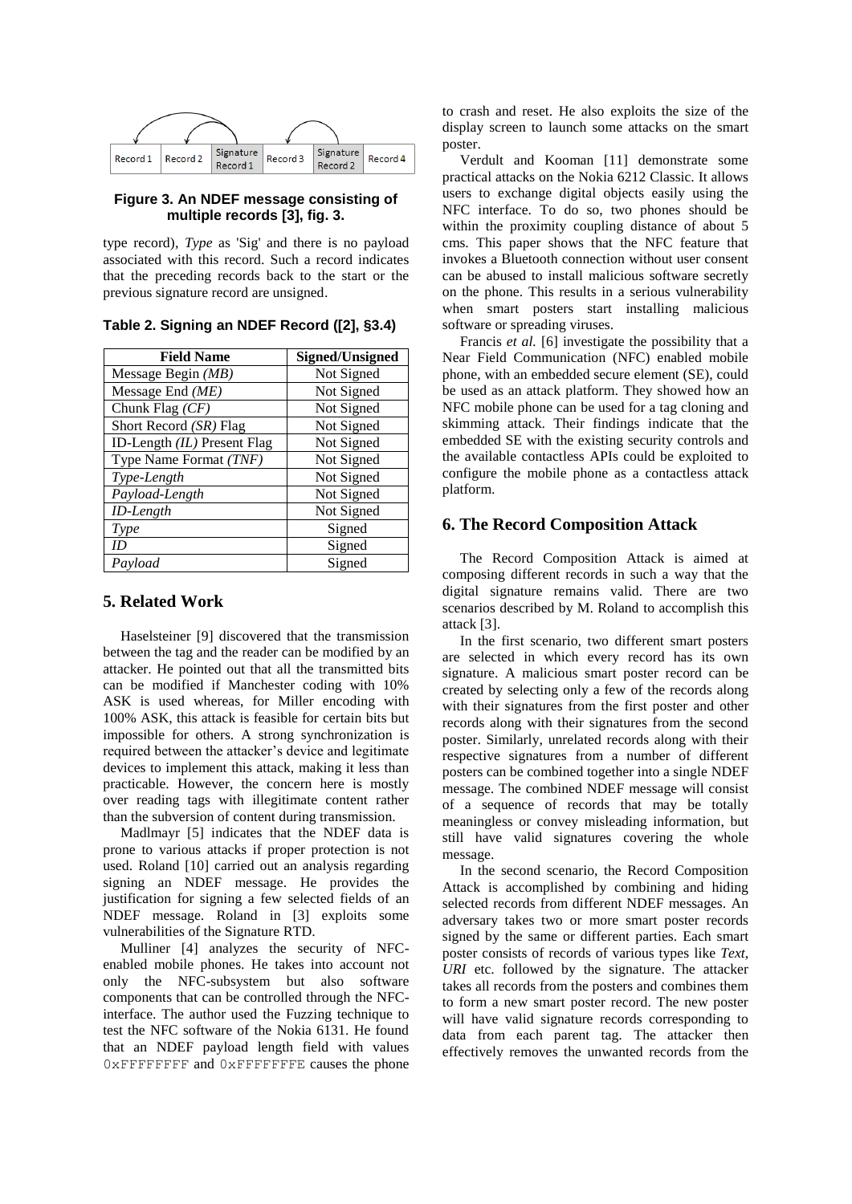| Record 1 | Record 2 | Signature Record 1 | Record 3 | Signature Record 2 | Record 4 |
|---|---|---|---|---|---|

**Figure 3. An NDEF message consisting of multiple records [3], fig. 3.**

type record), *Type* as 'Sig' and there is no payload associated with this record. Such a record indicates that the preceding records back to the start or the previous signature record are unsigned.

**Table 2. Signing an NDEF Record ([2], §3.4)**

| Field Name | Signed/Unsigned |
|---|---|
| Message Begin *(MB)* | Not Signed |
| Message End *(ME)* | Not Signed |
| Chunk Flag *(CF)* | Not Signed |
| Short Record *(SR)* Flag | Not Signed |
| ID-Length *(IL)* Present Flag | Not Signed |
| Type Name Format *(TNF)* | Not Signed |
| *Type-Length* | Not Signed |
| *Payload-Length* | Not Signed |
| *ID-Length* | Not Signed |
| *Type* | Signed |
| *ID* | Signed |
| *Payload* | Signed |

## 5. Related Work

Haselsteiner [9] discovered that the transmission between the tag and the reader can be modified by an attacker. He pointed out that all the transmitted bits can be modified if Manchester coding with 10% ASK is used whereas, for Miller encoding with 100% ASK, this attack is feasible for certain bits but impossible for others. A strong synchronization is required between the attacker's device and legitimate devices to implement this attack, making it less than practicable. However, the concern here is mostly over reading tags with illegitimate content rather than the subversion of content during transmission.

Madlmayr [5] indicates that the NDEF data is prone to various attacks if proper protection is not used. Roland [10] carried out an analysis regarding signing an NDEF message. He provides the justification for signing a few selected fields of an NDEF message. Roland in [3] exploits some vulnerabilities of the Signature RTD.

Mulliner [4] analyzes the security of NFC-enabled mobile phones. He takes into account not only the NFC-subsystem but also software components that can be controlled through the NFC-interface. The author used the Fuzzing technique to test the NFC software of the Nokia 6131. He found that an NDEF payload length field with values `0xFFFFFFFF` and `0xFFFFFFFE` causes the phone to crash and reset. He also exploits the size of the display screen to launch some attacks on the smart poster.

Verdult and Kooman [11] demonstrate some practical attacks on the Nokia 6212 Classic. It allows users to exchange digital objects easily using the NFC interface. To do so, two phones should be within the proximity coupling distance of about 5 cms. This paper shows that the NFC feature that invokes a Bluetooth connection without user consent can be abused to install malicious software secretly on the phone. This results in a serious vulnerability when smart posters start installing malicious software or spreading viruses.

Francis *et al.* [6] investigate the possibility that a Near Field Communication (NFC) enabled mobile phone, with an embedded secure element (SE), could be used as an attack platform. They showed how an NFC mobile phone can be used for a tag cloning and skimming attack. Their findings indicate that the embedded SE with the existing security controls and the available contactless APIs could be exploited to configure the mobile phone as a contactless attack platform.

## 6. The Record Composition Attack

The Record Composition Attack is aimed at composing different records in such a way that the digital signature remains valid. There are two scenarios described by M. Roland to accomplish this attack [3].

In the first scenario, two different smart posters are selected in which every record has its own signature. A malicious smart poster record can be created by selecting only a few of the records along with their signatures from the first poster and other records along with their signatures from the second poster. Similarly, unrelated records along with their respective signatures from a number of different posters can be combined together into a single NDEF message. The combined NDEF message will consist of a sequence of records that may be totally meaningless or convey misleading information, but still have valid signatures covering the whole message.

In the second scenario, the Record Composition Attack is accomplished by combining and hiding selected records from different NDEF messages. An adversary takes two or more smart poster records signed by the same or different parties. Each smart poster consists of records of various types like *Text*, *URI* etc. followed by the signature. The attacker takes all records from the posters and combines them to form a new smart poster record. The new poster will have valid signature records corresponding to data from each parent tag. The attacker then effectively removes the unwanted records from the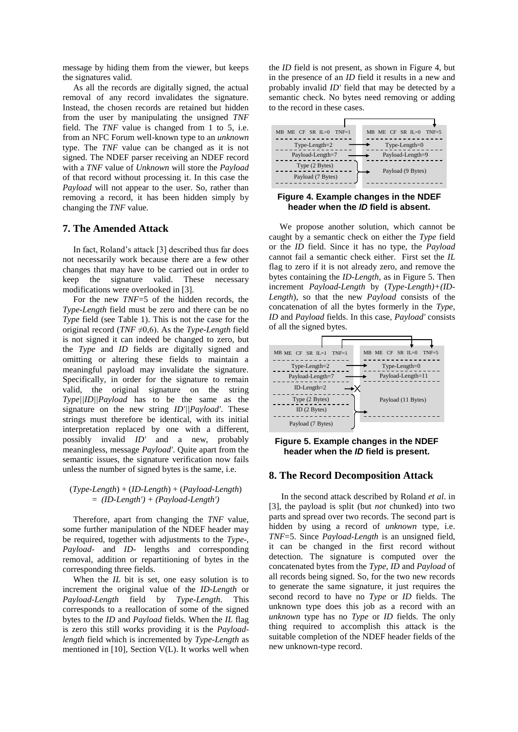message by hiding them from the viewer, but keeps the signatures valid.

As all the records are digitally signed, the actual removal of any record invalidates the signature. Instead, the chosen records are retained but hidden from the user by manipulating the unsigned *TNF* field. The *TNF* value is changed from 1 to 5, i.e. from an NFC Forum well-known type to an *unknown* type. The *TNF* value can be changed as it is not signed. The NDEF parser receiving an NDEF record with a *TNF* value of *Unknown* will store the *Payload* of that record without processing it. In this case the *Payload* will not appear to the user. So, rather than removing a record, it has been hidden simply by changing the *TNF* value.

## 7. The Amended Attack

In fact, Roland's attack [3] described thus far does not necessarily work because there are a few other changes that may have to be carried out in order to keep the signature valid. These necessary modifications were overlooked in [3].

For the new *TNF*=5 of the hidden records, the *Type-Length* field must be zero and there can be no *Type* field (see Table 1). This is not the case for the original record (*TNF* ≠0,6). As the *Type-Length* field is not signed it can indeed be changed to zero, but the *Type* and *ID* fields are digitally signed and omitting or altering these fields to maintain a meaningful payload may invalidate the signature. Specifically, in order for the signature to remain valid, the original signature on the string *Type*||*ID*||*Payload* has to be the same as the signature on the new string *ID'*||*Payload'*. These strings must therefore be identical, with its initial interpretation replaced by one with a different, possibly invalid *ID'* and a new, probably meaningless, message *Payload'*. Quite apart from the semantic issues, the signature verification now fails unless the number of signed bytes is the same, i.e.

$$(Type\text{-}Length) + (ID\text{-}Length) + (Payload\text{-}Length) = (ID\text{-}Length') + (Payload\text{-}Length')$$

Therefore, apart from changing the *TNF* value, some further manipulation of the NDEF header may be required, together with adjustments to the *Type*-, *Payload*- and *ID*- lengths and corresponding removal, addition or repartitioning of bytes in the corresponding three fields.

When the *IL* bit is set, one easy solution is to increment the original value of the *ID-Length* or *Payload-Length* field by *Type-Length*. This corresponds to a reallocation of some of the signed bytes to the *ID* and *Payload* fields. When the *IL* flag is zero this still works providing it is the *Payload-length* field which is incremented by *Type-Length* as mentioned in [10], Section V(L). It works well when the *ID* field is not present, as shown in Figure 4, but in the presence of an *ID* field it results in a new and probably invalid *ID'* field that may be detected by a semantic check. No bytes need removing or adding to the record in these cases.

| MB ME CF SR IL=0 TNF=1 | | MB ME CF SR IL=0 TNF=5 |
|---|---|---|
| Type-Length=2 | → | Type-Length=0 |
| Payload-Length=7 | → | Payload-Length=9 |
| Type (2 Bytes) | → | Payload (9 Bytes) |
| Payload (7 Bytes) | | |

**Figure 4. Example changes in the NDEF header when the *ID* field is absent.**

We propose another solution, which cannot be caught by a semantic check on either the *Type* field or the *ID* field. Since it has no type, the *Payload* cannot fail a semantic check either. First set the *IL* flag to zero if it is not already zero, and remove the bytes containing the *ID-Length*, as in Figure 5. Then increment *Payload-Length* by (*Type-Length)+(ID-Length*), so that the new *Payload* consists of the concatenation of all the bytes formerly in the *Type*, *ID* and *Payload* fields. In this case, *Payload'* consists of all the signed bytes.

| MB ME CF SR IL=1 TNF=1 | | MB ME CF SR IL=0 TNF=5 |
|---|---|---|
| Type-Length=2 | → | Type-Length=0 |
| Payload-Length=7 | → | Payload-Length=11 |
| ID-Length=2 | → ✕ | |
| Type (2 Bytes) | → | Payload (11 Bytes) |
| ID (2 Bytes) | | |
| Payload (7 Bytes) | | |

**Figure 5. Example changes in the NDEF header when the *ID* field is present.**

## 8. The Record Decomposition Attack

In the second attack described by Roland *et al*. in [3], the payload is split (but *not* chunked) into two parts and spread over two records. The second part is hidden by using a record of *unknown* type, i.e. *TNF*=5. Since *Payload-Length* is an unsigned field, it can be changed in the first record without detection. The signature is computed over the concatenated bytes from the *Type*, *ID* and *Payload* of all records being signed. So, for the two new records to generate the same signature, it just requires the second record to have no *Type* or *ID* fields. The unknown type does this job as a record with an *unknown* type has no *Type* or *ID* fields. The only thing required to accomplish this attack is the suitable completion of the NDEF header fields of the new unknown-type record.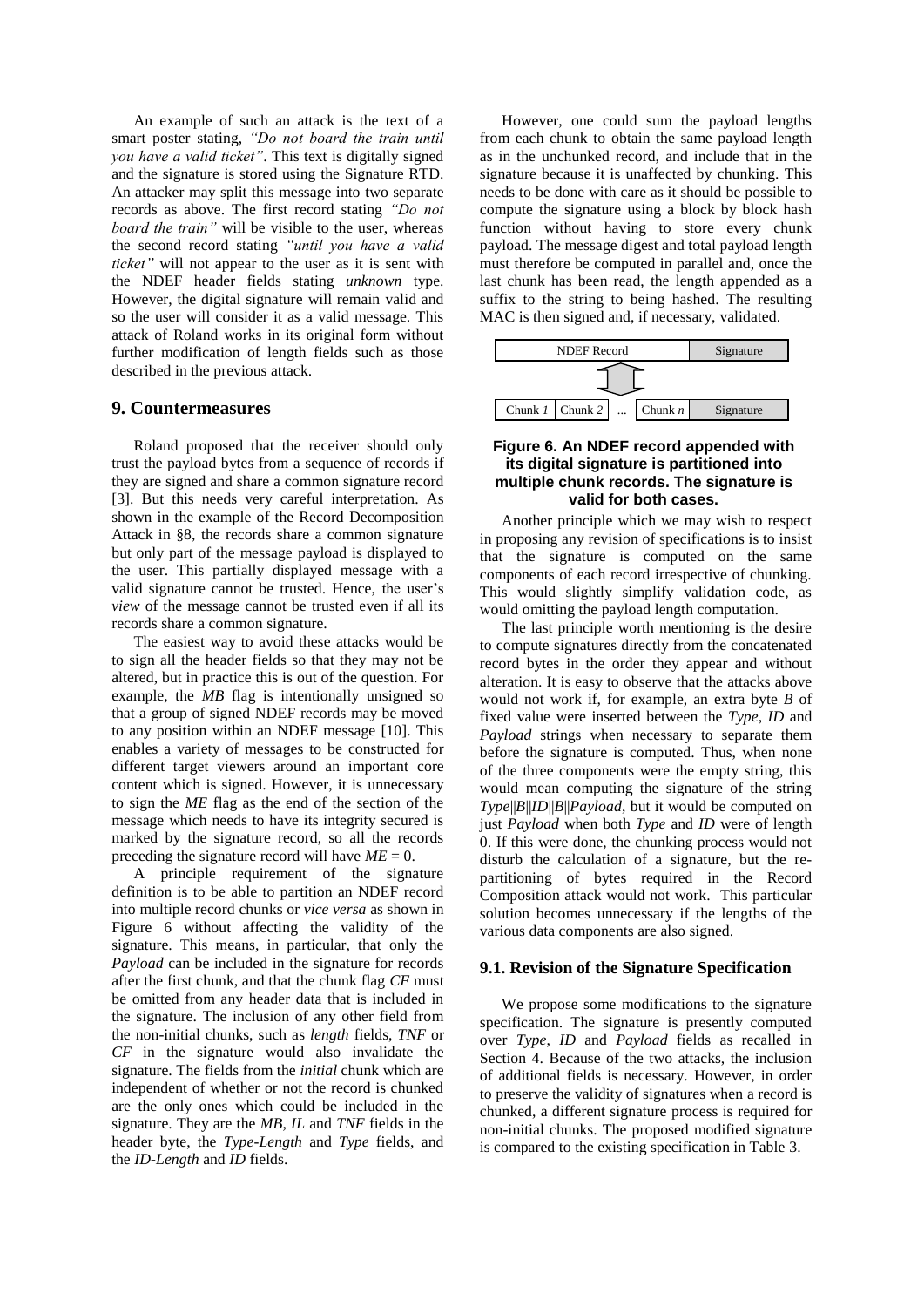An example of such an attack is the text of a smart poster stating, *"Do not board the train until you have a valid ticket"*. This text is digitally signed and the signature is stored using the Signature RTD. An attacker may split this message into two separate records as above. The first record stating *"Do not board the train"* will be visible to the user, whereas the second record stating *"until you have a valid ticket"* will not appear to the user as it is sent with the NDEF header fields stating *unknown* type. However, the digital signature will remain valid and so the user will consider it as a valid message. This attack of Roland works in its original form without further modification of length fields such as those described in the previous attack.

## 9. Countermeasures

Roland proposed that the receiver should only trust the payload bytes from a sequence of records if they are signed and share a common signature record [3]. But this needs very careful interpretation. As shown in the example of the Record Decomposition Attack in §8, the records share a common signature but only part of the message payload is displayed to the user. This partially displayed message with a valid signature cannot be trusted. Hence, the user's *view* of the message cannot be trusted even if all its records share a common signature.

The easiest way to avoid these attacks would be to sign all the header fields so that they may not be altered, but in practice this is out of the question. For example, the *MB* flag is intentionally unsigned so that a group of signed NDEF records may be moved to any position within an NDEF message [10]. This enables a variety of messages to be constructed for different target viewers around an important core content which is signed. However, it is unnecessary to sign the *ME* flag as the end of the section of the message which needs to have its integrity secured is marked by the signature record, so all the records preceding the signature record will have $ME = 0$.

A principle requirement of the signature definition is to be able to partition an NDEF record into multiple record chunks or *vice versa* as shown in Figure 6 without affecting the validity of the signature. This means, in particular, that only the *Payload* can be included in the signature for records after the first chunk, and that the chunk flag *CF* must be omitted from any header data that is included in the signature. The inclusion of any other field from the non-initial chunks, such as *length* fields, *TNF* or *CF* in the signature would also invalidate the signature. The fields from the *initial* chunk which are independent of whether or not the record is chunked are the only ones which could be included in the signature. They are the *MB, IL* and *TNF* fields in the header byte, the *Type-Length* and *Type* fields, and the *ID-Length* and *ID* fields.

However, one could sum the payload lengths from each chunk to obtain the same payload length as in the unchunked record, and include that in the signature because it is unaffected by chunking. This needs to be done with care as it should be possible to compute the signature using a block by block hash function without having to store every chunk payload. The message digest and total payload length must therefore be computed in parallel and, once the last chunk has been read, the length appended as a suffix to the string to being hashed. The resulting MAC is then signed and, if necessary, validated.

| NDEF Record | | | | Signature |
|---|---|---|---|---|
| Chunk *1* | Chunk *2* | ... | Chunk *n* | Signature |

**Figure 6. An NDEF record appended with its digital signature is partitioned into multiple chunk records. The signature is valid for both cases.**

Another principle which we may wish to respect in proposing any revision of specifications is to insist that the signature is computed on the same components of each record irrespective of chunking. This would slightly simplify validation code, as would omitting the payload length computation.

The last principle worth mentioning is the desire to compute signatures directly from the concatenated record bytes in the order they appear and without alteration. It is easy to observe that the attacks above would not work if, for example, an extra byte *B* of fixed value were inserted between the *Type, ID* and *Payload* strings when necessary to separate them before the signature is computed. Thus, when none of the three components were the empty string, this would mean computing the signature of the string $Type||B||ID||B||Payload$, but it would be computed on just *Payload* when both *Type* and *ID* were of length 0. If this were done, the chunking process would not disturb the calculation of a signature, but the re-partitioning of bytes required in the Record Composition attack would not work. This particular solution becomes unnecessary if the lengths of the various data components are also signed.

### 9.1. Revision of the Signature Specification

We propose some modifications to the signature specification. The signature is presently computed over *Type*, *ID* and *Payload* fields as recalled in Section 4. Because of the two attacks, the inclusion of additional fields is necessary. However, in order to preserve the validity of signatures when a record is chunked, a different signature process is required for non-initial chunks. The proposed modified signature is compared to the existing specification in Table 3.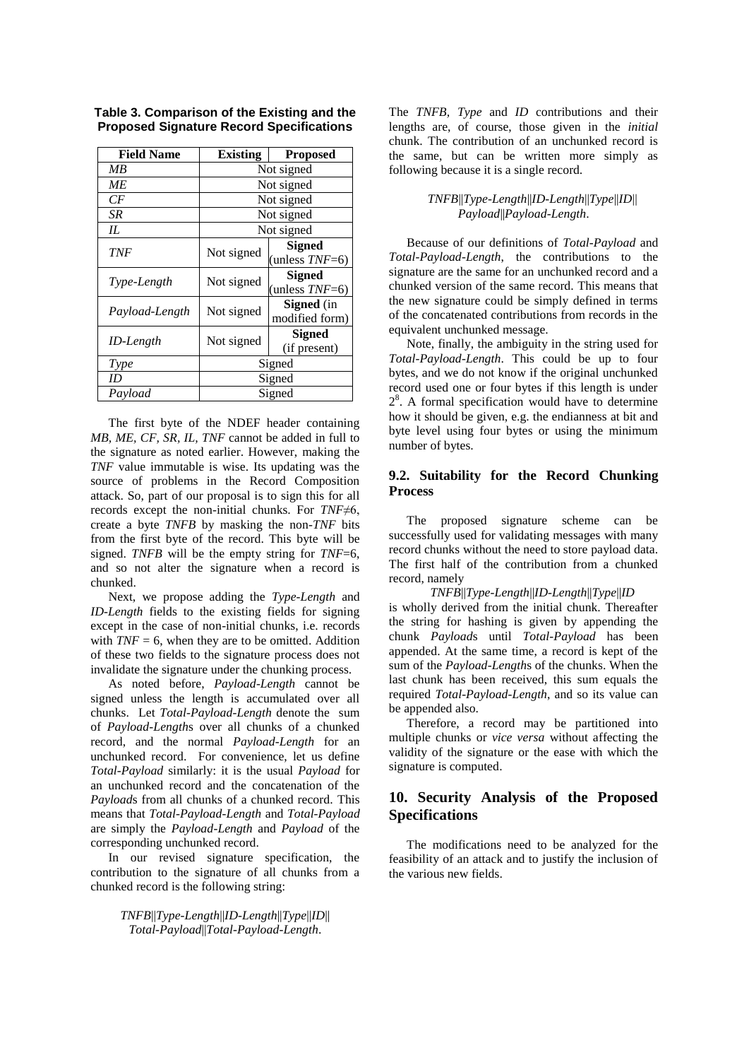**Table 3. Comparison of the Existing and the Proposed Signature Record Specifications**

| Field Name | Existing | Proposed |
|---|---|---|
| *MB* | Not signed | |
| *ME* | Not signed | |
| *CF* | Not signed | |
| *SR* | Not signed | |
| *IL* | Not signed | |
| *TNF* | Not signed | **Signed** (unless *TNF*=6) |
| *Type-Length* | Not signed | **Signed** (unless *TNF*=6) |
| *Payload-Length* | Not signed | **Signed** (in modified form) |
| *ID-Length* | Not signed | **Signed** (if present) |
| *Type* | Signed | |
| *ID* | Signed | |
| *Payload* | Signed | |

The first byte of the NDEF header containing *MB, ME, CF, SR, IL, TNF* cannot be added in full to the signature as noted earlier. However, making the *TNF* value immutable is wise. Its updating was the source of problems in the Record Composition attack. So, part of our proposal is to sign this for all records except the non-initial chunks. For $TNF \neq 6$, create a byte *TNFB* by masking the non-*TNF* bits from the first byte of the record. This byte will be signed. *TNFB* will be the empty string for *TNF*=6, and so not alter the signature when a record is chunked.

Next, we propose adding the *Type-Length* and *ID-Length* fields to the existing fields for signing except in the case of non-initial chunks, i.e. records with $TNF = 6$, when they are to be omitted. Addition of these two fields to the signature process does not invalidate the signature under the chunking process.

As noted before, *Payload-Length* cannot be signed unless the length is accumulated over all chunks. Let *Total-Payload-Length* denote the sum of *Payload-Length*s over all chunks of a chunked record, and the normal *Payload-Length* for an unchunked record. For convenience, let us define *Total-Payload* similarly: it is the usual *Payload* for an unchunked record and the concatenation of the *Payload*s from all chunks of a chunked record. This means that *Total-Payload-Length* and *Total-Payload* are simply the *Payload-Length* and *Payload* of the corresponding unchunked record.

In our revised signature specification, the contribution to the signature of all chunks from a chunked record is the following string:

*TNFB||Type-Length||ID-Length||Type||ID||Total-Payload||Total-Payload-Length*.

The *TNFB, Type* and *ID* contributions and their lengths are, of course, those given in the *initial* chunk. The contribution of an unchunked record is the same, but can be written more simply as following because it is a single record.

*TNFB||Type-Length||ID-Length||Type||ID||Payload||Payload-Length*.

Because of our definitions of *Total-Payload* and *Total-Payload-Length,* the contributions to the signature are the same for an unchunked record and a chunked version of the same record. This means that the new signature could be simply defined in terms of the concatenated contributions from records in the equivalent unchunked message.

Note, finally, the ambiguity in the string used for *Total-Payload-Length*. This could be up to four bytes, and we do not know if the original unchunked record used one or four bytes if this length is under $2^8$. A formal specification would have to determine how it should be given, e.g. the endianness at bit and byte level using four bytes or using the minimum number of bytes.

### 9.2. Suitability for the Record Chunking Process

The proposed signature scheme can be successfully used for validating messages with many record chunks without the need to store payload data. The first half of the contribution from a chunked record, namely

*TNFB||Type-Length||ID-Length||Type||ID*

is wholly derived from the initial chunk. Thereafter the string for hashing is given by appending the chunk *Payload*s until *Total-Payload* has been appended. At the same time, a record is kept of the sum of the *Payload-Length*s of the chunks. When the last chunk has been received, this sum equals the required *Total-Payload-Length*, and so its value can be appended also.

Therefore, a record may be partitioned into multiple chunks or *vice versa* without affecting the validity of the signature or the ease with which the signature is computed.

## 10. Security Analysis of the Proposed Specifications

The modifications need to be analyzed for the feasibility of an attack and to justify the inclusion of the various new fields.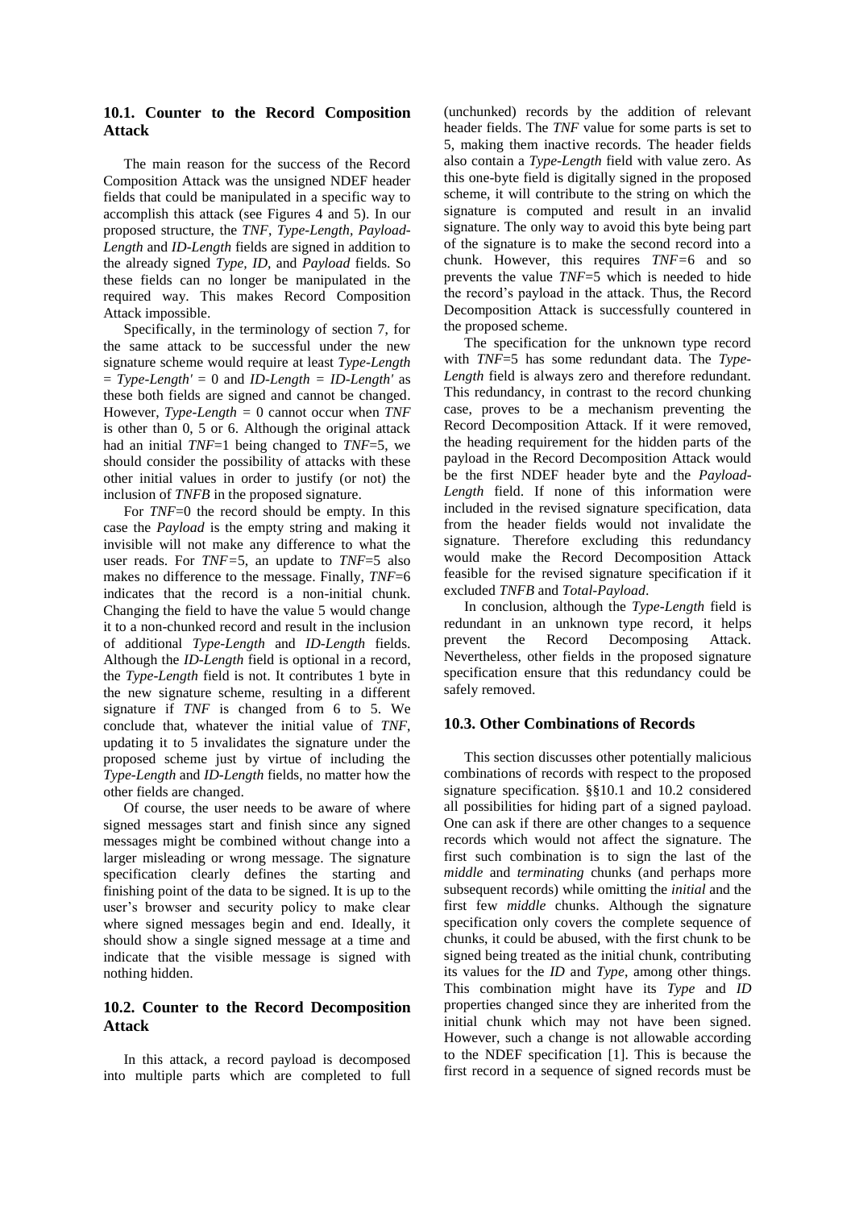### 10.1. Counter to the Record Composition Attack

The main reason for the success of the Record Composition Attack was the unsigned NDEF header fields that could be manipulated in a specific way to accomplish this attack (see Figures 4 and 5). In our proposed structure, the *TNF*, *Type-Length*, *Payload-Length* and *ID-Length* fields are signed in addition to the already signed *Type*, *ID*, and *Payload* fields. So these fields can no longer be manipulated in the required way. This makes Record Composition Attack impossible.

Specifically, in the terminology of section 7, for the same attack to be successful under the new signature scheme would require at least *Type-Length* = *Type-Length'* = 0 and *ID-Length* = *ID-Length'* as these both fields are signed and cannot be changed. However, *Type-Length* = 0 cannot occur when *TNF* is other than 0, 5 or 6. Although the original attack had an initial *TNF*=1 being changed to *TNF*=5, we should consider the possibility of attacks with these other initial values in order to justify (or not) the inclusion of *TNFB* in the proposed signature.

For *TNF*=0 the record should be empty. In this case the *Payload* is the empty string and making it invisible will not make any difference to what the user reads. For *TNF*=5, an update to *TNF*=5 also makes no difference to the message. Finally, *TNF*=6 indicates that the record is a non-initial chunk. Changing the field to have the value 5 would change it to a non-chunked record and result in the inclusion of additional *Type-Length* and *ID-Length* fields. Although the *ID-Length* field is optional in a record, the *Type-Length* field is not. It contributes 1 byte in the new signature scheme, resulting in a different signature if *TNF* is changed from 6 to 5. We conclude that, whatever the initial value of *TNF*, updating it to 5 invalidates the signature under the proposed scheme just by virtue of including the *Type-Length* and *ID-Length* fields, no matter how the other fields are changed.

Of course, the user needs to be aware of where signed messages start and finish since any signed messages might be combined without change into a larger misleading or wrong message. The signature specification clearly defines the starting and finishing point of the data to be signed. It is up to the user's browser and security policy to make clear where signed messages begin and end. Ideally, it should show a single signed message at a time and indicate that the visible message is signed with nothing hidden.

### 10.2. Counter to the Record Decomposition Attack

In this attack, a record payload is decomposed into multiple parts which are completed to full (unchunked) records by the addition of relevant header fields. The *TNF* value for some parts is set to 5, making them inactive records. The header fields also contain a *Type-Length* field with value zero. As this one-byte field is digitally signed in the proposed scheme, it will contribute to the string on which the signature is computed and result in an invalid signature. The only way to avoid this byte being part of the signature is to make the second record into a chunk. However, this requires *TNF*=6 and so prevents the value *TNF*=5 which is needed to hide the record's payload in the attack. Thus, the Record Decomposition Attack is successfully countered in the proposed scheme.

The specification for the unknown type record with *TNF*=5 has some redundant data. The *Type-Length* field is always zero and therefore redundant. This redundancy, in contrast to the record chunking case, proves to be a mechanism preventing the Record Decomposition Attack. If it were removed, the heading requirement for the hidden parts of the payload in the Record Decomposition Attack would be the first NDEF header byte and the *Payload-Length* field. If none of this information were included in the revised signature specification, data from the header fields would not invalidate the signature. Therefore excluding this redundancy would make the Record Decomposition Attack feasible for the revised signature specification if it excluded *TNFB* and *Total-Payload*.

In conclusion, although the *Type-Length* field is redundant in an unknown type record, it helps prevent the Record Decomposing Attack. Nevertheless, other fields in the proposed signature specification ensure that this redundancy could be safely removed.

### 10.3. Other Combinations of Records

This section discusses other potentially malicious combinations of records with respect to the proposed signature specification. §§10.1 and 10.2 considered all possibilities for hiding part of a signed payload. One can ask if there are other changes to a sequence records which would not affect the signature. The first such combination is to sign the last of the *middle* and *terminating* chunks (and perhaps more subsequent records) while omitting the *initial* and the first few *middle* chunks. Although the signature specification only covers the complete sequence of chunks, it could be abused, with the first chunk to be signed being treated as the initial chunk, contributing its values for the *ID* and *Type*, among other things. This combination might have its *Type* and *ID* properties changed since they are inherited from the initial chunk which may not have been signed. However, such a change is not allowable according to the NDEF specification [1]. This is because the first record in a sequence of signed records must be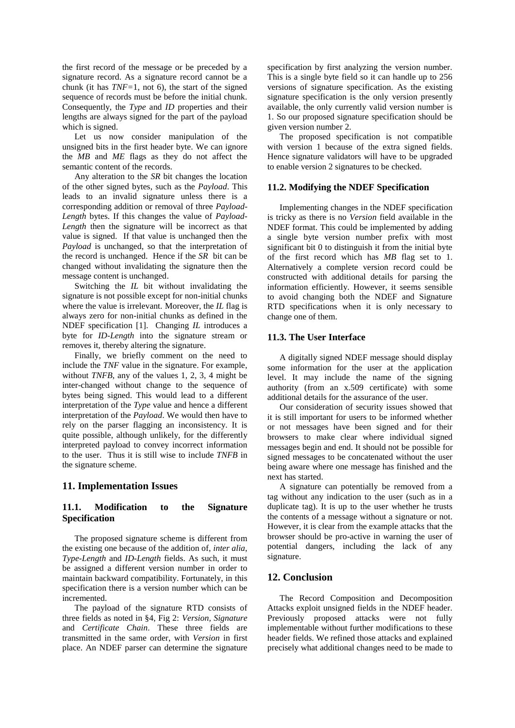the first record of the message or be preceded by a signature record. As a signature record cannot be a chunk (it has *TNF*=1, not 6), the start of the signed sequence of records must be before the initial chunk. Consequently, the *Type* and *ID* properties and their lengths are always signed for the part of the payload which is signed.

Let us now consider manipulation of the unsigned bits in the first header byte. We can ignore the *MB* and *ME* flags as they do not affect the semantic content of the records.

Any alteration to the *SR* bit changes the location of the other signed bytes, such as the *Payload*. This leads to an invalid signature unless there is a corresponding addition or removal of three *Payload-Length* bytes. If this changes the value of *Payload-Length* then the signature will be incorrect as that value is signed. If that value is unchanged then the *Payload* is unchanged, so that the interpretation of the record is unchanged. Hence if the *SR* bit can be changed without invalidating the signature then the message content is unchanged.

Switching the *IL* bit without invalidating the signature is not possible except for non-initial chunks where the value is irrelevant. Moreover, the *IL* flag is always zero for non-initial chunks as defined in the NDEF specification [1]. Changing *IL* introduces a byte for *ID-Length* into the signature stream or removes it, thereby altering the signature.

Finally, we briefly comment on the need to include the *TNF* value in the signature. For example, without *TNFB*, any of the values 1, 2, 3, 4 might be inter-changed without change to the sequence of bytes being signed. This would lead to a different interpretation of the *Type* value and hence a different interpretation of the *Payload*. We would then have to rely on the parser flagging an inconsistency. It is quite possible, although unlikely, for the differently interpreted payload to convey incorrect information to the user. Thus it is still wise to include *TNFB* in the signature scheme.

## 11. Implementation Issues

### 11.1. Modification to the Signature Specification

The proposed signature scheme is different from the existing one because of the addition of, *inter alia*, *Type-Length* and *ID-Length* fields. As such, it must be assigned a different version number in order to maintain backward compatibility. Fortunately, in this specification there is a version number which can be incremented.

The payload of the signature RTD consists of three fields as noted in §4, Fig 2: *Version*, *Signature* and *Certificate Chain*. These three fields are transmitted in the same order, with *Version* in first place. An NDEF parser can determine the signature specification by first analyzing the version number. This is a single byte field so it can handle up to 256 versions of signature specification. As the existing signature specification is the only version presently available, the only currently valid version number is 1. So our proposed signature specification should be given version number 2.

The proposed specification is not compatible with version 1 because of the extra signed fields. Hence signature validators will have to be upgraded to enable version 2 signatures to be checked.

### 11.2. Modifying the NDEF Specification

Implementing changes in the NDEF specification is tricky as there is no *Version* field available in the NDEF format. This could be implemented by adding a single byte version number prefix with most significant bit 0 to distinguish it from the initial byte of the first record which has *MB* flag set to 1. Alternatively a complete version record could be constructed with additional details for parsing the information efficiently. However, it seems sensible to avoid changing both the NDEF and Signature RTD specifications when it is only necessary to change one of them.

### 11.3. The User Interface

A digitally signed NDEF message should display some information for the user at the application level. It may include the name of the signing authority (from an x.509 certificate) with some additional details for the assurance of the user.

Our consideration of security issues showed that it is still important for users to be informed whether or not messages have been signed and for their browsers to make clear where individual signed messages begin and end. It should not be possible for signed messages to be concatenated without the user being aware where one message has finished and the next has started.

A signature can potentially be removed from a tag without any indication to the user (such as in a duplicate tag). It is up to the user whether he trusts the contents of a message without a signature or not. However, it is clear from the example attacks that the browser should be pro-active in warning the user of potential dangers, including the lack of any signature.

## 12. Conclusion

The Record Composition and Decomposition Attacks exploit unsigned fields in the NDEF header. Previously proposed attacks were not fully implementable without further modifications to these header fields. We refined those attacks and explained precisely what additional changes need to be made to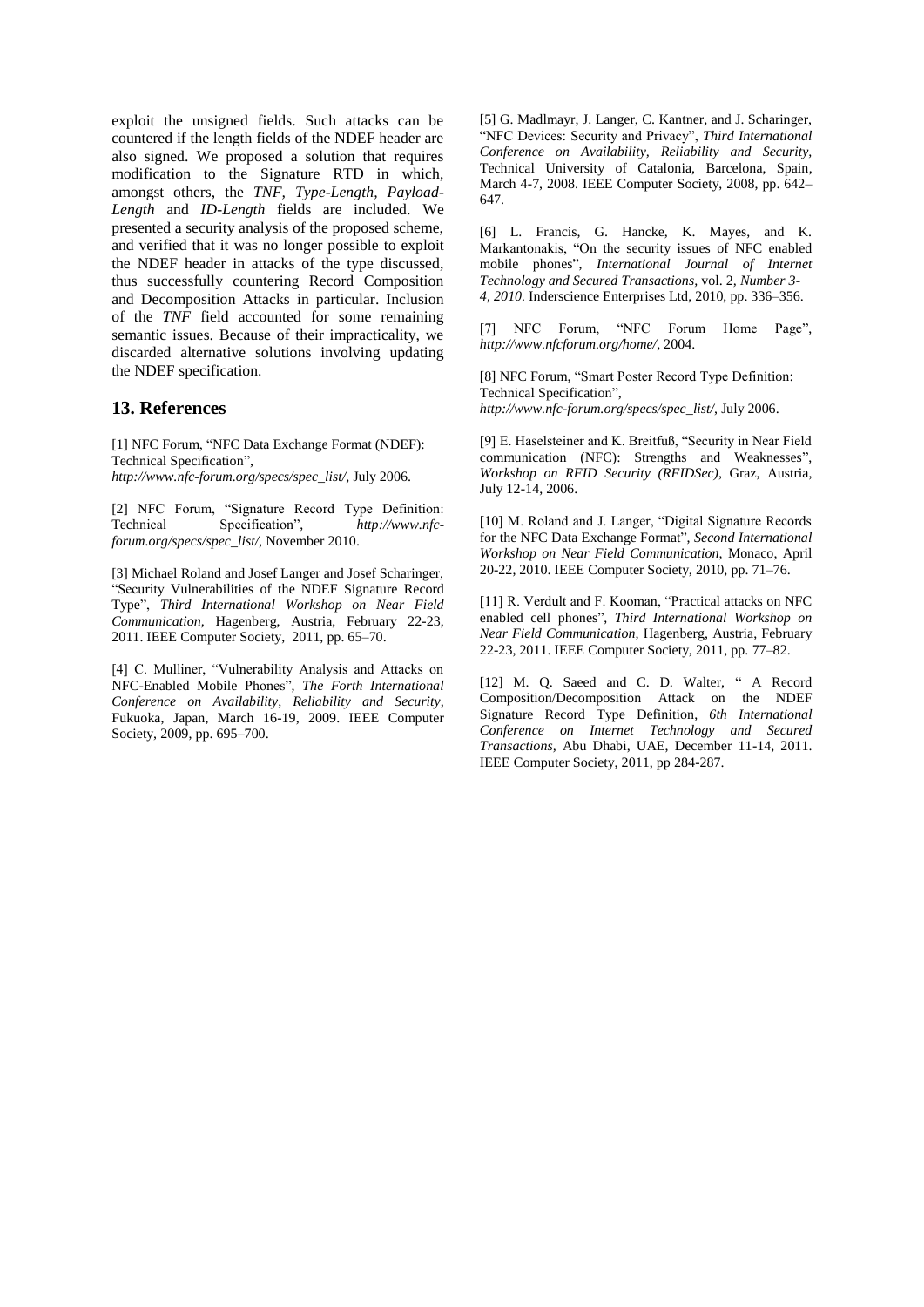exploit the unsigned fields. Such attacks can be countered if the length fields of the NDEF header are also signed. We proposed a solution that requires modification to the Signature RTD in which, amongst others, the *TNF*, *Type-Length*, *Payload-Length* and *ID-Length* fields are included. We presented a security analysis of the proposed scheme, and verified that it was no longer possible to exploit the NDEF header in attacks of the type discussed, thus successfully countering Record Composition and Decomposition Attacks in particular. Inclusion of the *TNF* field accounted for some remaining semantic issues. Because of their impracticality, we discarded alternative solutions involving updating the NDEF specification.

## 13. References

[1] NFC Forum, "NFC Data Exchange Format (NDEF): Technical Specification", *http://www.nfc-forum.org/specs/spec_list/*, July 2006.

[2] NFC Forum, "Signature Record Type Definition: Technical Specification", *http://www.nfc-forum.org/specs/spec_list/*, November 2010.

[3] Michael Roland and Josef Langer and Josef Scharinger, "Security Vulnerabilities of the NDEF Signature Record Type", *Third International Workshop on Near Field Communication,* Hagenberg, Austria, February 22-23, 2011. IEEE Computer Society, 2011, pp. 65–70.

[4] C. Mulliner, "Vulnerability Analysis and Attacks on NFC-Enabled Mobile Phones", *The Forth International Conference on Availability, Reliability and Security,* Fukuoka, Japan, March 16-19, 2009. IEEE Computer Society, 2009, pp. 695–700.

[5] G. Madlmayr, J. Langer, C. Kantner, and J. Scharinger, "NFC Devices: Security and Privacy", *Third International Conference on Availability, Reliability and Security,* Technical University of Catalonia, Barcelona, Spain, March 4-7, 2008. IEEE Computer Society, 2008, pp. 642–647.

[6] L. Francis, G. Hancke, K. Mayes, and K. Markantonakis, "On the security issues of NFC enabled mobile phones", *International Journal of Internet Technology and Secured Transactions,* vol. 2, *Number 3-4, 2010.* Inderscience Enterprises Ltd, 2010, pp. 336–356.

[7] NFC Forum, "NFC Forum Home Page", *http://www.nfcforum.org/home/*, 2004.

[8] NFC Forum, "Smart Poster Record Type Definition: Technical Specification", *http://www.nfc-forum.org/specs/spec_list/*, July 2006.

[9] E. Haselsteiner and K. Breitfuß, "Security in Near Field communication (NFC): Strengths and Weaknesses", *Workshop on RFID Security (RFIDSec),* Graz, Austria, July 12-14, 2006.

[10] M. Roland and J. Langer, "Digital Signature Records for the NFC Data Exchange Format", *Second International Workshop on Near Field Communication,* Monaco, April 20-22, 2010. IEEE Computer Society, 2010, pp. 71–76.

[11] R. Verdult and F. Kooman, "Practical attacks on NFC enabled cell phones", *Third International Workshop on Near Field Communication,* Hagenberg, Austria, February 22-23, 2011. IEEE Computer Society, 2011, pp. 77–82.

[12] M. Q. Saeed and C. D. Walter, " A Record Composition/Decomposition Attack on the NDEF Signature Record Type Definition, *6th International Conference on Internet Technology and Secured Transactions,* Abu Dhabi, UAE, December 11-14, 2011. IEEE Computer Society, 2011, pp 284-287.